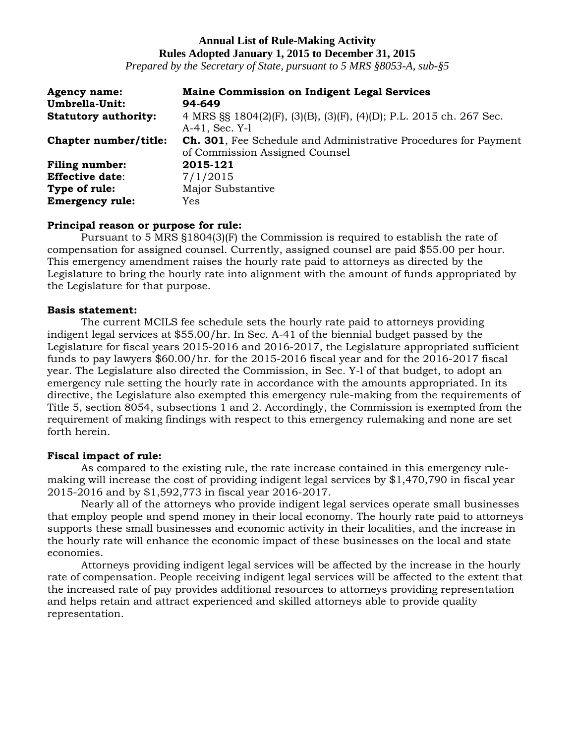**Annual List of Rule-Making Activity**
**Rules Adopted January 1, 2015 to December 31, 2015**
*Prepared by the Secretary of State, pursuant to 5 MRS §8053-A, sub-§5*

| | |
|---|---|
| **Agency name:** | **Maine Commission on Indigent Legal Services** |
| **Umbrella-Unit:** | **94-649** |
| **Statutory authority:** | 4 MRS §§ 1804(2)(F), (3)(B), (3)(F), (4)(D); P.L. 2015 ch. 267 Sec. A-41, Sec. Y-l |
| **Chapter number/title:** | **Ch. 301**, Fee Schedule and Administrative Procedures for Payment of Commission Assigned Counsel |
| **Filing number:** | **2015-121** |
| **Effective date**: | 7/1/2015 |
| **Type of rule:** | Major Substantive |
| **Emergency rule:** | Yes |

**Principal reason or purpose for rule:**

Pursuant to 5 MRS §1804(3)(F) the Commission is required to establish the rate of compensation for assigned counsel. Currently, assigned counsel are paid $55.00 per hour. This emergency amendment raises the hourly rate paid to attorneys as directed by the Legislature to bring the hourly rate into alignment with the amount of funds appropriated by the Legislature for that purpose.

**Basis statement:**

The current MCILS fee schedule sets the hourly rate paid to attorneys providing indigent legal services at $55.00/hr. In Sec. A-41 of the biennial budget passed by the Legislature for fiscal years 2015-2016 and 2016-2017, the Legislature appropriated sufficient funds to pay lawyers $60.00/hr. for the 2015-2016 fiscal year and for the 2016-2017 fiscal year. The Legislature also directed the Commission, in Sec. Y-l of that budget, to adopt an emergency rule setting the hourly rate in accordance with the amounts appropriated. In its directive, the Legislature also exempted this emergency rule-making from the requirements of Title 5, section 8054, subsections 1 and 2. Accordingly, the Commission is exempted from the requirement of making findings with respect to this emergency rulemaking and none are set forth herein.

**Fiscal impact of rule:**

As compared to the existing rule, the rate increase contained in this emergency rule-making will increase the cost of providing indigent legal services by $1,470,790 in fiscal year 2015-2016 and by $1,592,773 in fiscal year 2016-2017.

Nearly all of the attorneys who provide indigent legal services operate small businesses that employ people and spend money in their local economy. The hourly rate paid to attorneys supports these small businesses and economic activity in their localities, and the increase in the hourly rate will enhance the economic impact of these businesses on the local and state economies.

Attorneys providing indigent legal services will be affected by the increase in the hourly rate of compensation. People receiving indigent legal services will be affected to the extent that the increased rate of pay provides additional resources to attorneys providing representation and helps retain and attract experienced and skilled attorneys able to provide quality representation.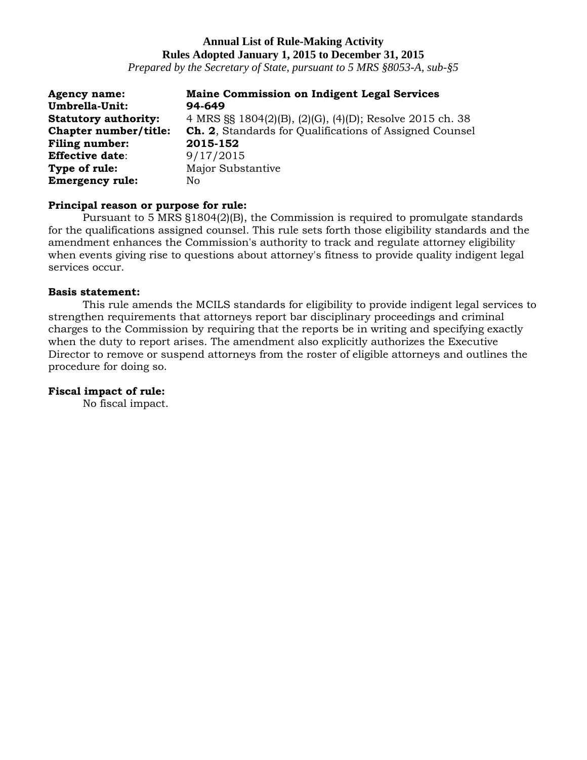**Annual List of Rule-Making Activity**
**Rules Adopted January 1, 2015 to December 31, 2015**
*Prepared by the Secretary of State, pursuant to 5 MRS §8053-A, sub-§5*

**Agency name:** **Maine Commission on Indigent Legal Services**
**Umbrella-Unit:** **94-649**
**Statutory authority:** 4 MRS §§ 1804(2)(B), (2)(G), (4)(D); Resolve 2015 ch. 38
**Chapter number/title:** **Ch. 2**, Standards for Qualifications of Assigned Counsel
**Filing number:** **2015-152**
**Effective date**: 9/17/2015
**Type of rule:** Major Substantive
**Emergency rule:** No

**Principal reason or purpose for rule:**

Pursuant to 5 MRS §1804(2)(B), the Commission is required to promulgate standards for the qualifications assigned counsel. This rule sets forth those eligibility standards and the amendment enhances the Commission's authority to track and regulate attorney eligibility when events giving rise to questions about attorney's fitness to provide quality indigent legal services occur.

**Basis statement:**

This rule amends the MCILS standards for eligibility to provide indigent legal services to strengthen requirements that attorneys report bar disciplinary proceedings and criminal charges to the Commission by requiring that the reports be in writing and specifying exactly when the duty to report arises. The amendment also explicitly authorizes the Executive Director to remove or suspend attorneys from the roster of eligible attorneys and outlines the procedure for doing so.

**Fiscal impact of rule:**

No fiscal impact.